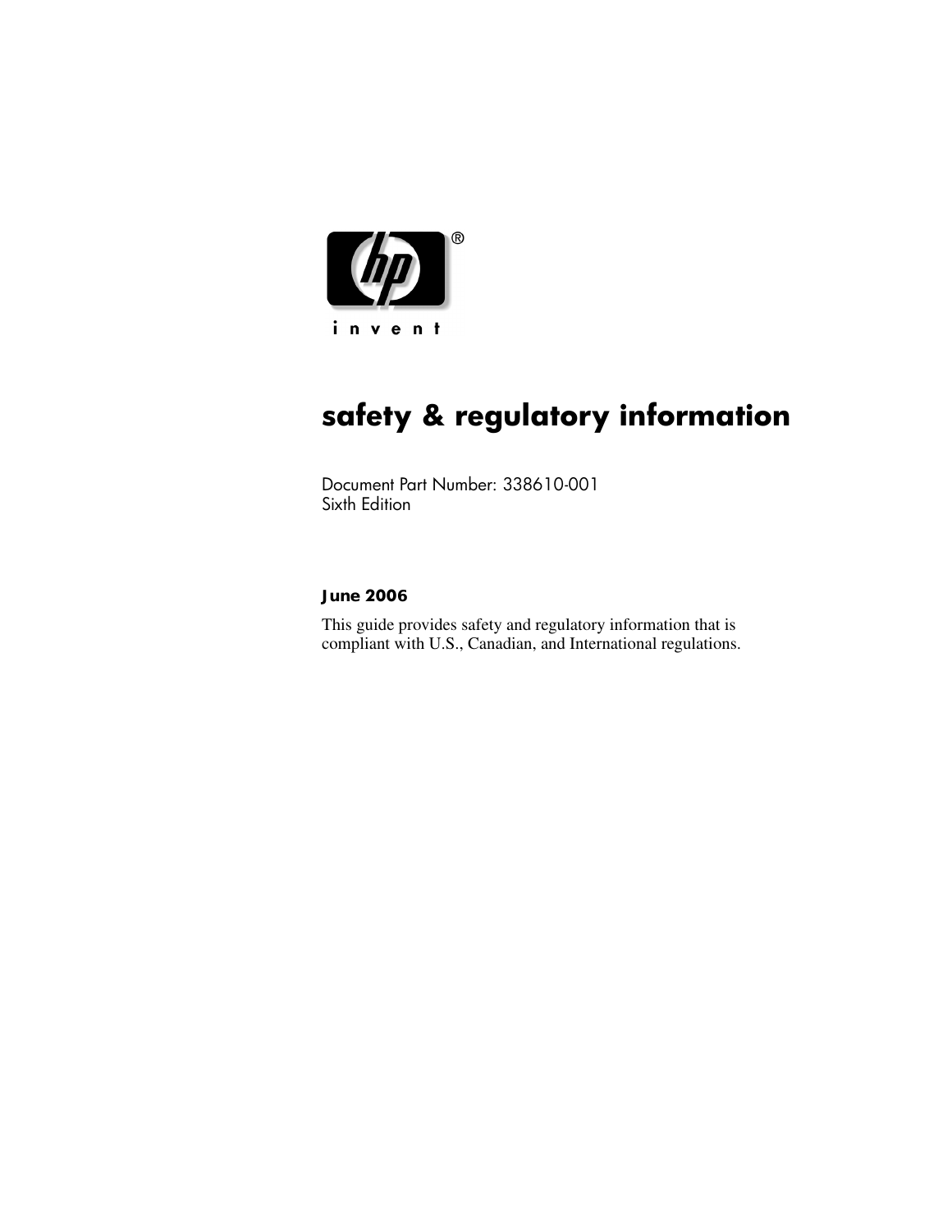# safety & regulatory information

Document Part Number: 338610-001
Sixth Edition

**June 2006**

This guide provides safety and regulatory information that is compliant with U.S., Canadian, and International regulations.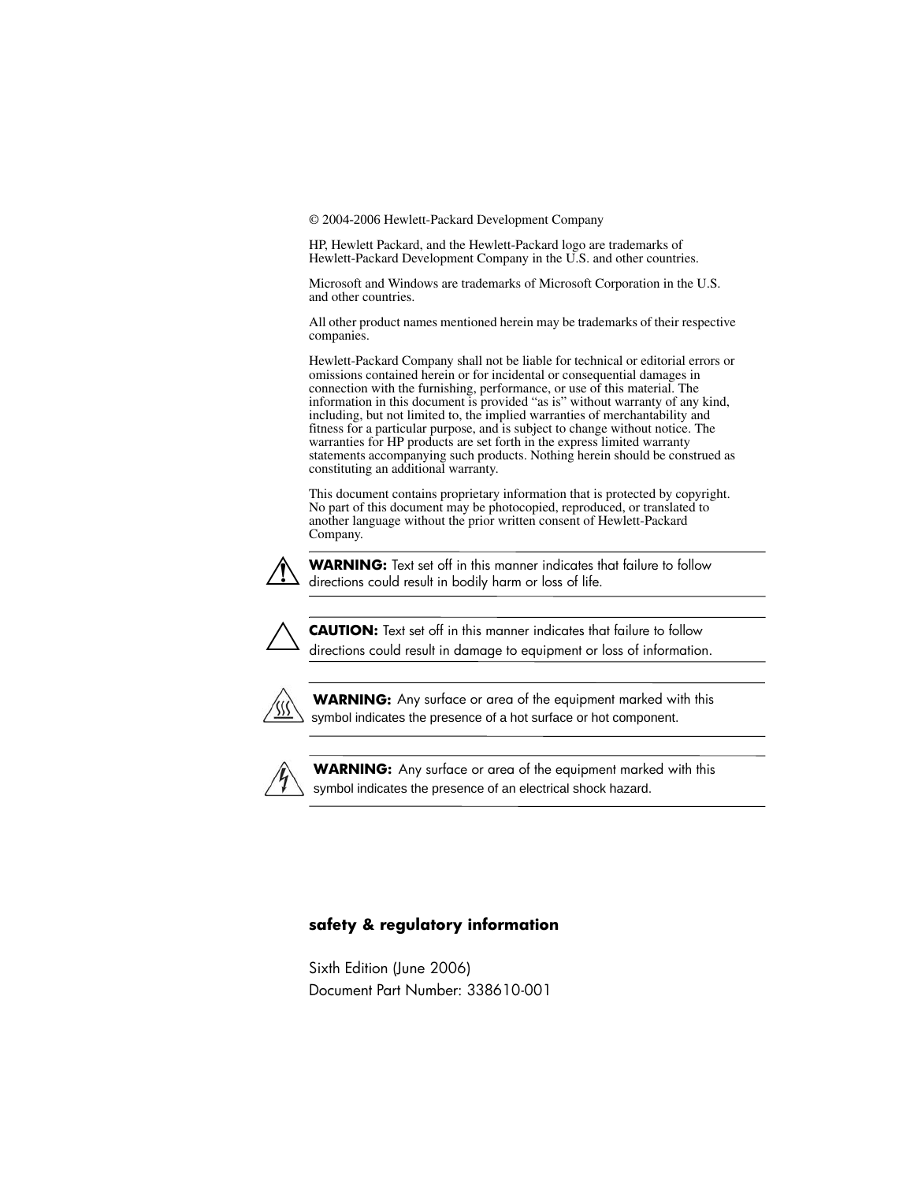© 2004-2006 Hewlett-Packard Development Company

HP, Hewlett Packard, and the Hewlett-Packard logo are trademarks of Hewlett-Packard Development Company in the U.S. and other countries.

Microsoft and Windows are trademarks of Microsoft Corporation in the U.S. and other countries.

All other product names mentioned herein may be trademarks of their respective companies.

Hewlett-Packard Company shall not be liable for technical or editorial errors or omissions contained herein or for incidental or consequential damages in connection with the furnishing, performance, or use of this material. The information in this document is provided "as is" without warranty of any kind, including, but not limited to, the implied warranties of merchantability and fitness for a particular purpose, and is subject to change without notice. The warranties for HP products are set forth in the express limited warranty statements accompanying such products. Nothing herein should be construed as constituting an additional warranty.

This document contains proprietary information that is protected by copyright. No part of this document may be photocopied, reproduced, or translated to another language without the prior written consent of Hewlett-Packard Company.

---

**WARNING:** Text set off in this manner indicates that failure to follow directions could result in bodily harm or loss of life.

---

**CAUTION:** Text set off in this manner indicates that failure to follow directions could result in damage to equipment or loss of information.

---

**WARNING:** Any surface or area of the equipment marked with this symbol indicates the presence of a hot surface or hot component.

---

**WARNING:** Any surface or area of the equipment marked with this symbol indicates the presence of an electrical shock hazard.

---

**safety & regulatory information**

Sixth Edition (June 2006)
Document Part Number: 338610-001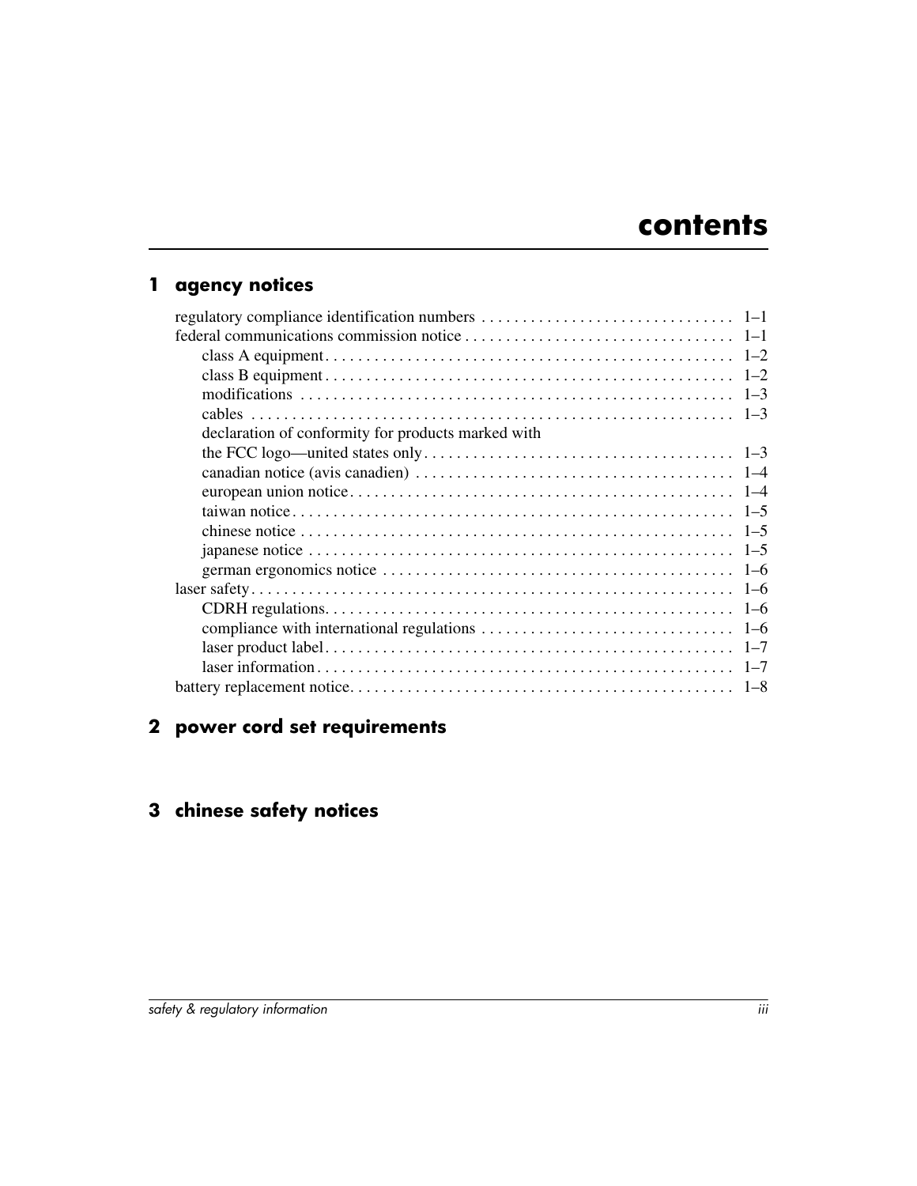# contents

## 1 agency notices

regulatory compliance identification numbers . . . . . . . . . . . . . . . . . . . . . . . . . . . . . . . 1–1
federal communications commission notice . . . . . . . . . . . . . . . . . . . . . . . . . . . . . . . . . 1–1
  class A equipment . . . . . . . . . . . . . . . . . . . . . . . . . . . . . . . . . . . . . . . . . . . . . . . . . . 1–2
  class B equipment . . . . . . . . . . . . . . . . . . . . . . . . . . . . . . . . . . . . . . . . . . . . . . . . . . 1–2
  modifications . . . . . . . . . . . . . . . . . . . . . . . . . . . . . . . . . . . . . . . . . . . . . . . . . . . . . 1–3
  cables . . . . . . . . . . . . . . . . . . . . . . . . . . . . . . . . . . . . . . . . . . . . . . . . . . . . . . . . . . 1–3
  declaration of conformity for products marked with the FCC logo—united states only . . . . . . . . . . . . . . . . . . . . . . . . . . . . . . . . . . . . . . 1–3
  canadian notice (avis canadien) . . . . . . . . . . . . . . . . . . . . . . . . . . . . . . . . . . . . . . . 1–4
  european union notice . . . . . . . . . . . . . . . . . . . . . . . . . . . . . . . . . . . . . . . . . . . . . . . 1–4
  taiwan notice . . . . . . . . . . . . . . . . . . . . . . . . . . . . . . . . . . . . . . . . . . . . . . . . . . . . . 1–5
  chinese notice . . . . . . . . . . . . . . . . . . . . . . . . . . . . . . . . . . . . . . . . . . . . . . . . . . . . 1–5
  japanese notice . . . . . . . . . . . . . . . . . . . . . . . . . . . . . . . . . . . . . . . . . . . . . . . . . . . 1–5
  german ergonomics notice . . . . . . . . . . . . . . . . . . . . . . . . . . . . . . . . . . . . . . . . . . . 1–6
laser safety . . . . . . . . . . . . . . . . . . . . . . . . . . . . . . . . . . . . . . . . . . . . . . . . . . . . . . . . . 1–6
  CDRH regulations . . . . . . . . . . . . . . . . . . . . . . . . . . . . . . . . . . . . . . . . . . . . . . . . . . 1–6
  compliance with international regulations . . . . . . . . . . . . . . . . . . . . . . . . . . . . . . . 1–6
  laser product label . . . . . . . . . . . . . . . . . . . . . . . . . . . . . . . . . . . . . . . . . . . . . . . . . 1–7
  laser information . . . . . . . . . . . . . . . . . . . . . . . . . . . . . . . . . . . . . . . . . . . . . . . . . . . 1–7
battery replacement notice . . . . . . . . . . . . . . . . . . . . . . . . . . . . . . . . . . . . . . . . . . . . . . 1–8

## 2 power cord set requirements

## 3 chinese safety notices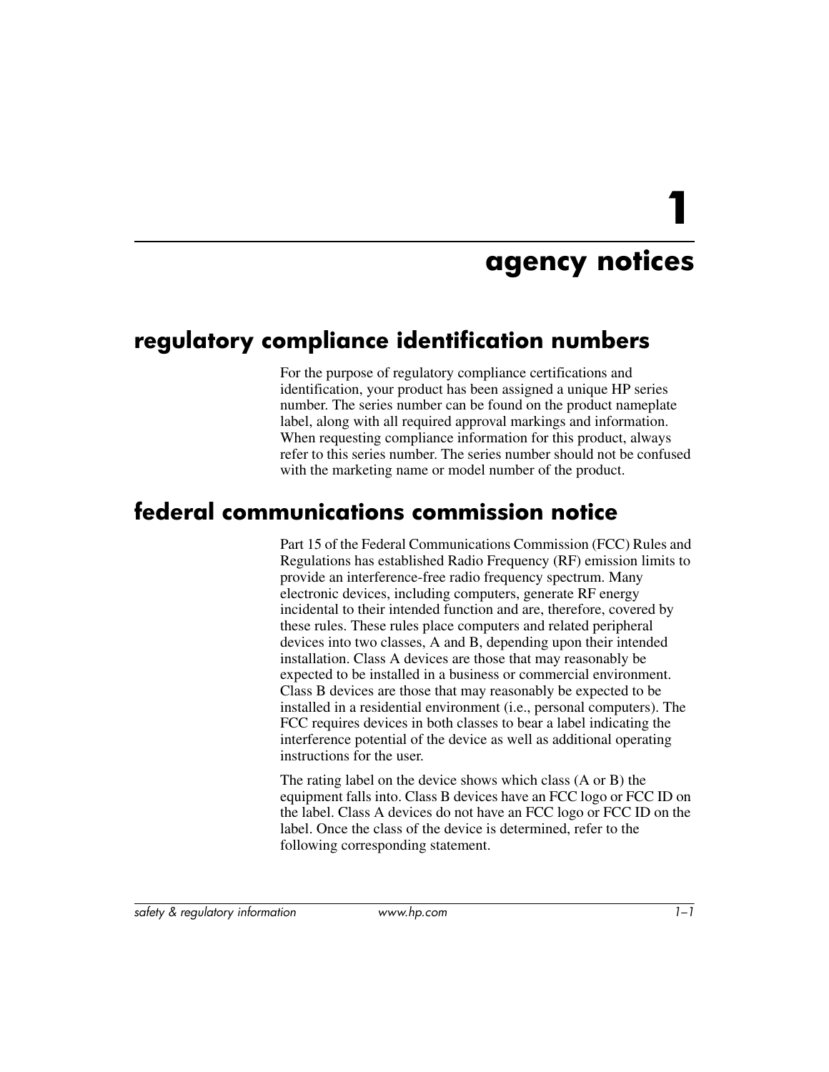# 1

# agency notices

## regulatory compliance identification numbers

For the purpose of regulatory compliance certifications and identification, your product has been assigned a unique HP series number. The series number can be found on the product nameplate label, along with all required approval markings and information. When requesting compliance information for this product, always refer to this series number. The series number should not be confused with the marketing name or model number of the product.

## federal communications commission notice

Part 15 of the Federal Communications Commission (FCC) Rules and Regulations has established Radio Frequency (RF) emission limits to provide an interference-free radio frequency spectrum. Many electronic devices, including computers, generate RF energy incidental to their intended function and are, therefore, covered by these rules. These rules place computers and related peripheral devices into two classes, A and B, depending upon their intended installation. Class A devices are those that may reasonably be expected to be installed in a business or commercial environment. Class B devices are those that may reasonably be expected to be installed in a residential environment (i.e., personal computers). The FCC requires devices in both classes to bear a label indicating the interference potential of the device as well as additional operating instructions for the user.

The rating label on the device shows which class (A or B) the equipment falls into. Class B devices have an FCC logo or FCC ID on the label. Class A devices do not have an FCC logo or FCC ID on the label. Once the class of the device is determined, refer to the following corresponding statement.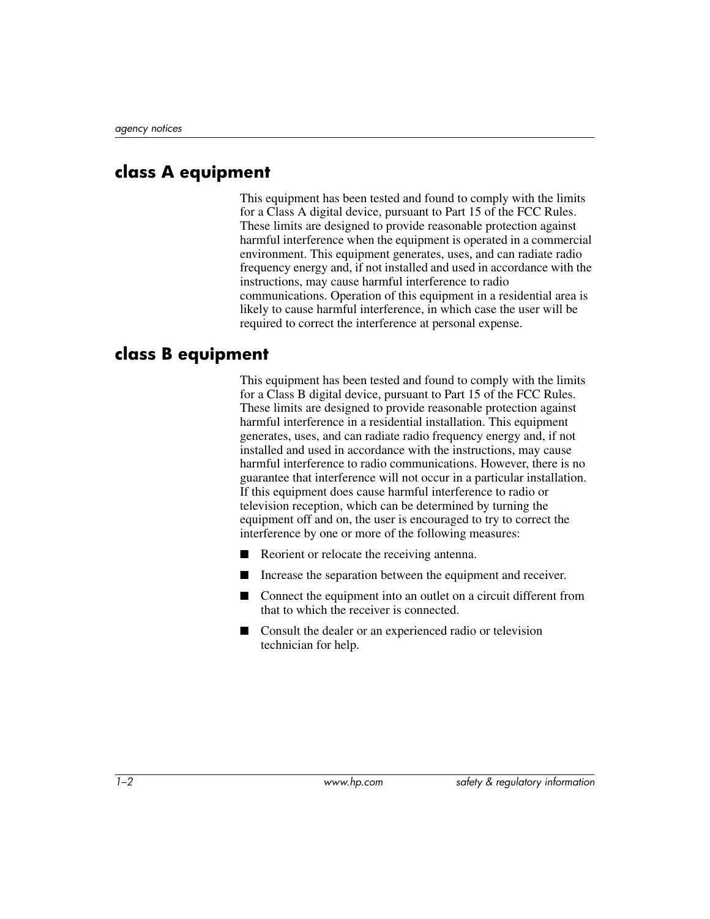## class A equipment

This equipment has been tested and found to comply with the limits for a Class A digital device, pursuant to Part 15 of the FCC Rules. These limits are designed to provide reasonable protection against harmful interference when the equipment is operated in a commercial environment. This equipment generates, uses, and can radiate radio frequency energy and, if not installed and used in accordance with the instructions, may cause harmful interference to radio communications. Operation of this equipment in a residential area is likely to cause harmful interference, in which case the user will be required to correct the interference at personal expense.

## class B equipment

This equipment has been tested and found to comply with the limits for a Class B digital device, pursuant to Part 15 of the FCC Rules. These limits are designed to provide reasonable protection against harmful interference in a residential installation. This equipment generates, uses, and can radiate radio frequency energy and, if not installed and used in accordance with the instructions, may cause harmful interference to radio communications. However, there is no guarantee that interference will not occur in a particular installation. If this equipment does cause harmful interference to radio or television reception, which can be determined by turning the equipment off and on, the user is encouraged to try to correct the interference by one or more of the following measures:

- Reorient or relocate the receiving antenna.
- Increase the separation between the equipment and receiver.
- Connect the equipment into an outlet on a circuit different from that to which the receiver is connected.
- Consult the dealer or an experienced radio or television technician for help.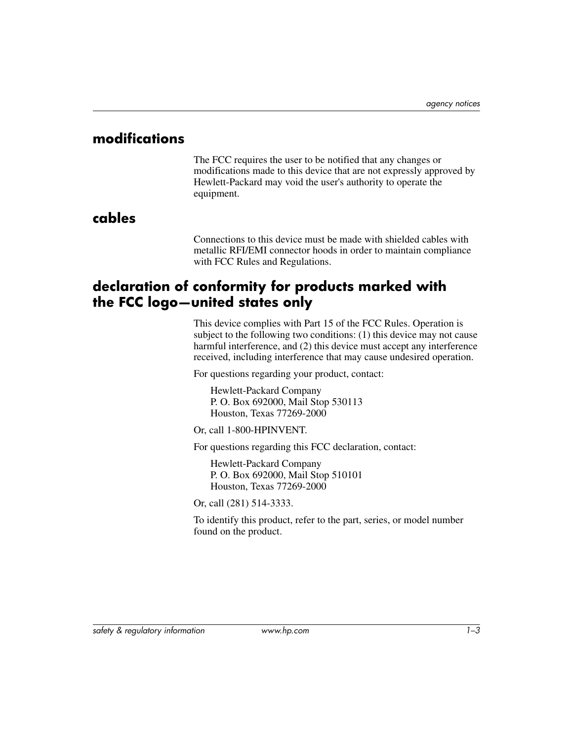## modifications

The FCC requires the user to be notified that any changes or modifications made to this device that are not expressly approved by Hewlett-Packard may void the user's authority to operate the equipment.

## cables

Connections to this device must be made with shielded cables with metallic RFI/EMI connector hoods in order to maintain compliance with FCC Rules and Regulations.

## declaration of conformity for products marked with the FCC logo—united states only

This device complies with Part 15 of the FCC Rules. Operation is subject to the following two conditions: (1) this device may not cause harmful interference, and (2) this device must accept any interference received, including interference that may cause undesired operation.

For questions regarding your product, contact:

Hewlett-Packard Company
P. O. Box 692000, Mail Stop 530113
Houston, Texas 77269-2000

Or, call 1-800-HPINVENT.

For questions regarding this FCC declaration, contact:

Hewlett-Packard Company
P. O. Box 692000, Mail Stop 510101
Houston, Texas 77269-2000

Or, call (281) 514-3333.

To identify this product, refer to the part, series, or model number found on the product.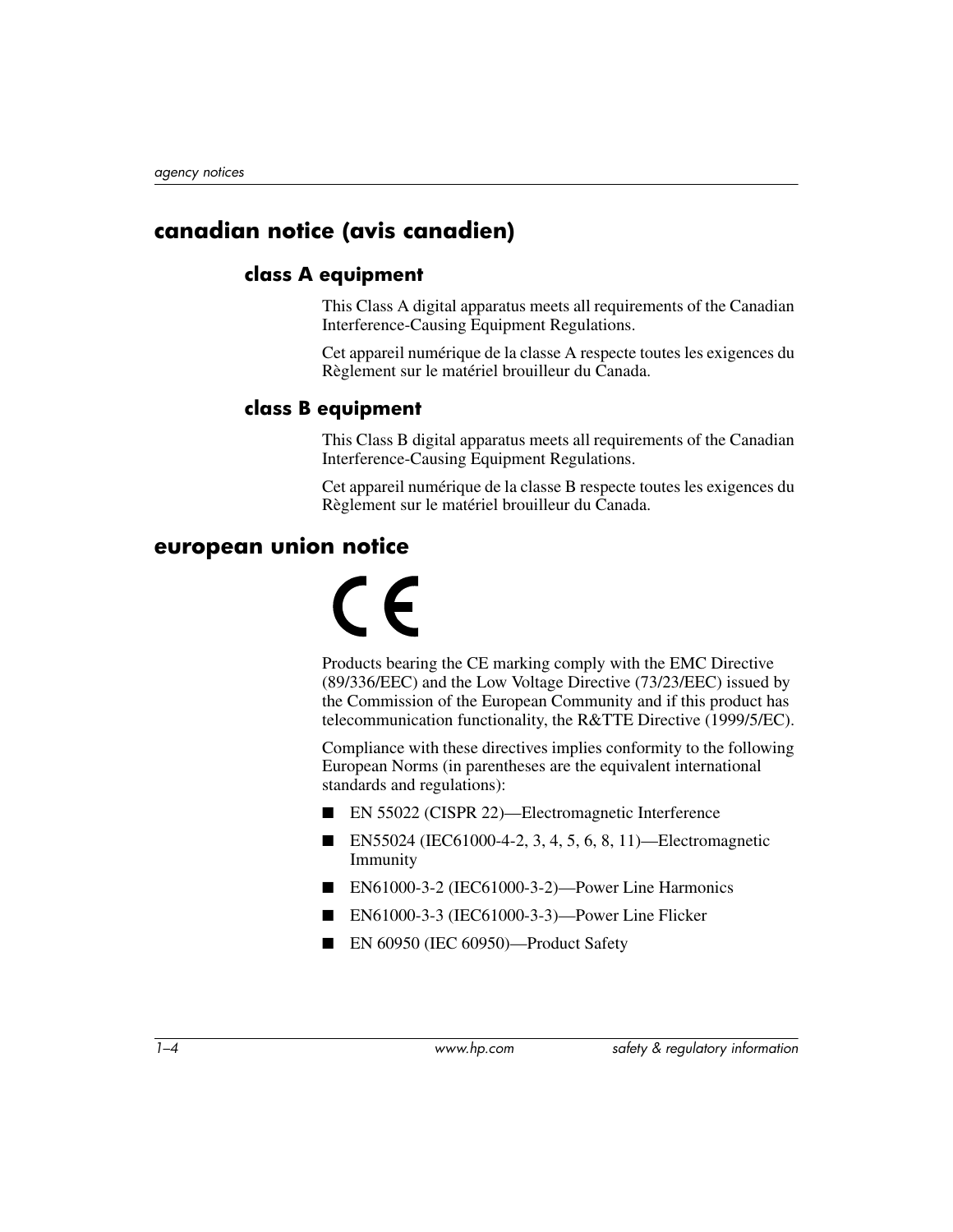## canadian notice (avis canadien)

### class A equipment

This Class A digital apparatus meets all requirements of the Canadian Interference-Causing Equipment Regulations.

Cet appareil numérique de la classe A respecte toutes les exigences du Règlement sur le matériel brouilleur du Canada.

### class B equipment

This Class B digital apparatus meets all requirements of the Canadian Interference-Causing Equipment Regulations.

Cet appareil numérique de la classe B respecte toutes les exigences du Règlement sur le matériel brouilleur du Canada.

## european union notice

CE

Products bearing the CE marking comply with the EMC Directive (89/336/EEC) and the Low Voltage Directive (73/23/EEC) issued by the Commission of the European Community and if this product has telecommunication functionality, the R&TTE Directive (1999/5/EC).

Compliance with these directives implies conformity to the following European Norms (in parentheses are the equivalent international standards and regulations):

- EN 55022 (CISPR 22)—Electromagnetic Interference
- EN55024 (IEC61000-4-2, 3, 4, 5, 6, 8, 11)—Electromagnetic Immunity
- EN61000-3-2 (IEC61000-3-2)—Power Line Harmonics
- EN61000-3-3 (IEC61000-3-3)—Power Line Flicker
- EN 60950 (IEC 60950)—Product Safety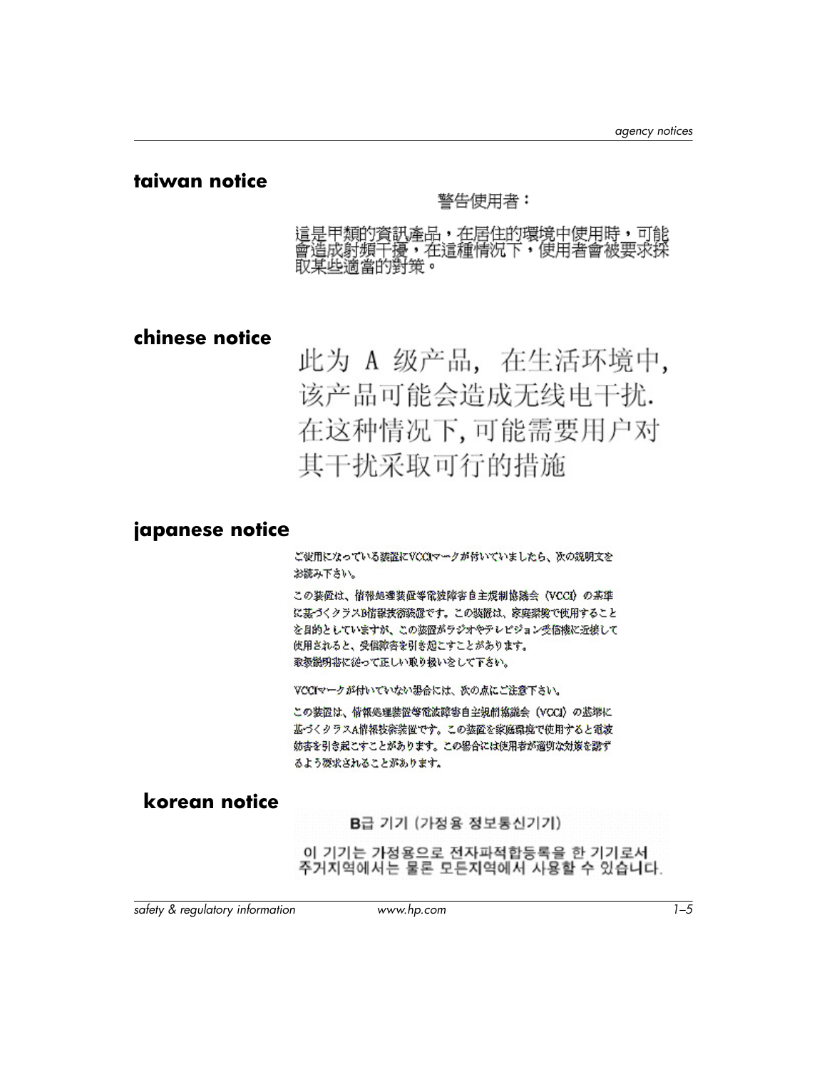## taiwan notice

警告使用者：

這是甲類的資訊產品，在居住的環境中使用時，可能會造成射頻干擾，在這種情況下，使用者會被要求採取某些適當的對策。

## chinese notice

此为 A 级产品，在生活环境中，该产品可能会造成无线电干扰. 在这种情况下，可能需要用户对其干扰采取可行的措施

## japanese notice

ご使用になっている装置にVCCIマークが付いていましたら、次の説明文をお読み下さい。

この装置は、情報処理装置等電波障害自主規制協議会（VCCI）の基準に基づくクラスB情報技術装置です。この装置は、家庭環境で使用することを目的としていますが、この装置がラジオやテレビジョン受信機に近接して使用されると、受信障害を引き起こすことがあります。
取扱説明書に従って正しい取り扱いをして下さい。

VCCIマークが付いていない場合には、次の点にご注意下さい。

この装置は、情報処理装置等電波障害自主規制協議会（VCCI）の基準に基づくクラスA情報技術装置です。この装置を家庭環境で使用すると電波妨害を引き起こすことがあります。この場合には使用者が適切な対策を講ずるよう要求されることがあります。

## korean notice

B급 기기 (가정용 정보통신기기)

이 기기는 가정용으로 전자파적합등록을 한 기기로서 주거지역에서는 물론 모든지역에서 사용할 수 있습니다.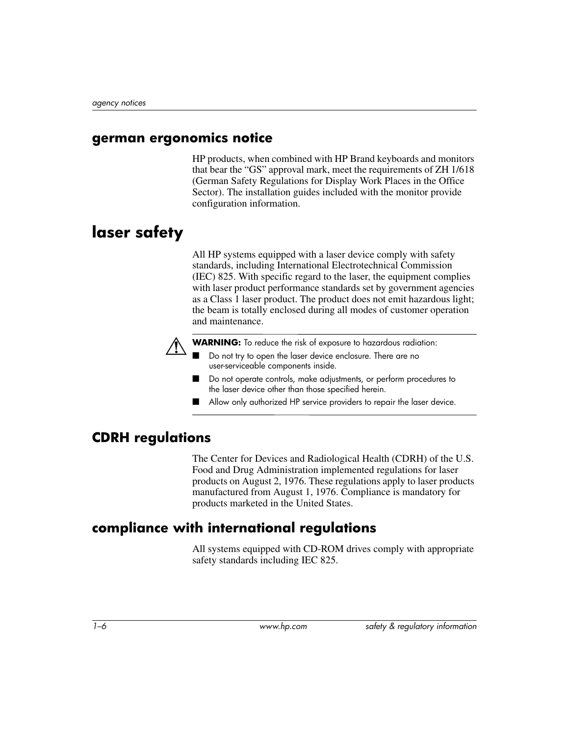## german ergonomics notice

HP products, when combined with HP Brand keyboards and monitors that bear the “GS” approval mark, meet the requirements of ZH 1/618 (German Safety Regulations for Display Work Places in the Office Sector). The installation guides included with the monitor provide configuration information.

# laser safety

All HP systems equipped with a laser device comply with safety standards, including International Electrotechnical Commission (IEC) 825. With specific regard to the laser, the equipment complies with laser product performance standards set by government agencies as a Class 1 laser product. The product does not emit hazardous light; the beam is totally enclosed during all modes of customer operation and maintenance.

**WARNING:** To reduce the risk of exposure to hazardous radiation:

- Do not try to open the laser device enclosure. There are no user-serviceable components inside.
- Do not operate controls, make adjustments, or perform procedures to the laser device other than those specified herein.
- Allow only authorized HP service providers to repair the laser device.

## CDRH regulations

The Center for Devices and Radiological Health (CDRH) of the U.S. Food and Drug Administration implemented regulations for laser products on August 2, 1976. These regulations apply to laser products manufactured from August 1, 1976. Compliance is mandatory for products marketed in the United States.

## compliance with international regulations

All systems equipped with CD-ROM drives comply with appropriate safety standards including IEC 825.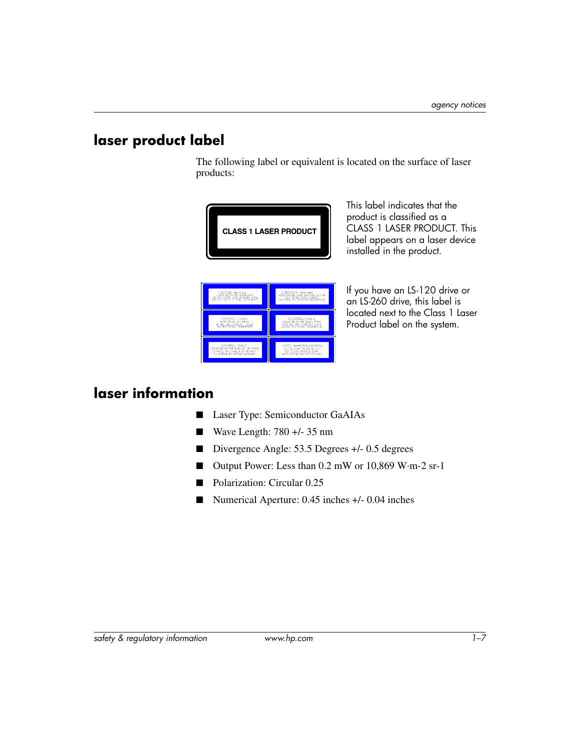## laser product label

The following label or equivalent is located on the surface of laser products:

CLASS 1 LASER PRODUCT

This label indicates that the product is classified as a CLASS 1 LASER PRODUCT. This label appears on a laser device installed in the product.

If you have an LS-120 drive or an LS-260 drive, this label is located next to the Class 1 Laser Product label on the system.

## laser information

- Laser Type: Semiconductor GaAIAs
- Wave Length: 780 +/- 35 nm
- Divergence Angle: 53.5 Degrees +/- 0.5 degrees
- Output Power: Less than 0.2 mW or 10,869 W·m-2 sr-1
- Polarization: Circular 0.25
- Numerical Aperture: 0.45 inches +/- 0.04 inches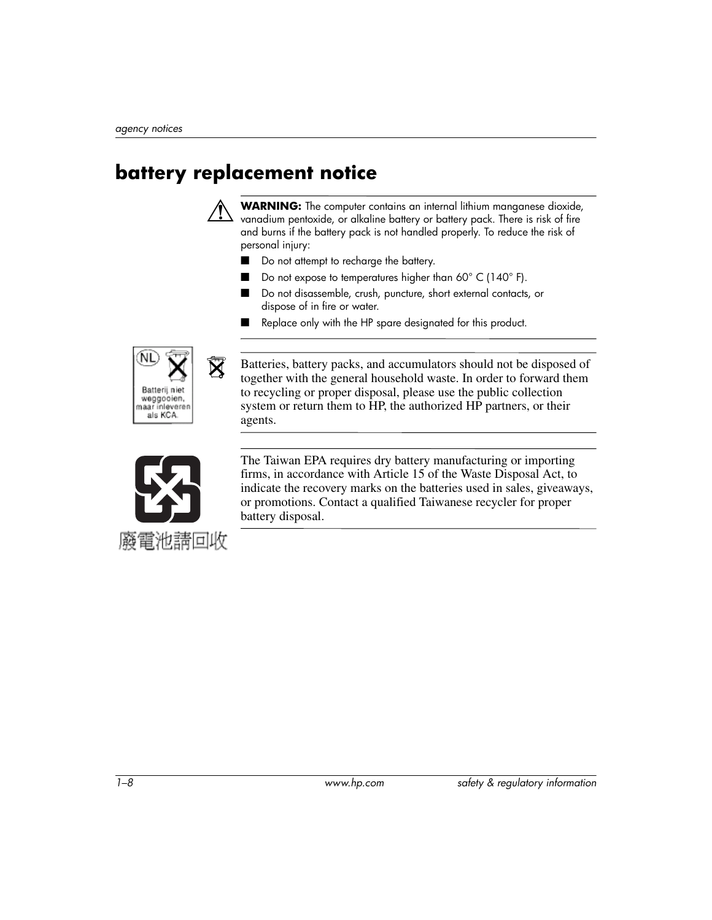# battery replacement notice

**WARNING:** The computer contains an internal lithium manganese dioxide, vanadium pentoxide, or alkaline battery or battery pack. There is risk of fire and burns if the battery pack is not handled properly. To reduce the risk of personal injury:

- Do not attempt to recharge the battery.
- Do not expose to temperatures higher than 60° C (140° F).
- Do not disassemble, crush, puncture, short external contacts, or dispose of in fire or water.
- Replace only with the HP spare designated for this product.

NL

Batterij niet weggooien, maar inleveren als KCA.

Batteries, battery packs, and accumulators should not be disposed of together with the general household waste. In order to forward them to recycling or proper disposal, please use the public collection system or return them to HP, the authorized HP partners, or their agents.

The Taiwan EPA requires dry battery manufacturing or importing firms, in accordance with Article 15 of the Waste Disposal Act, to indicate the recovery marks on the batteries used in sales, giveaways, or promotions. Contact a qualified Taiwanese recycler for proper battery disposal.

廢電池請回收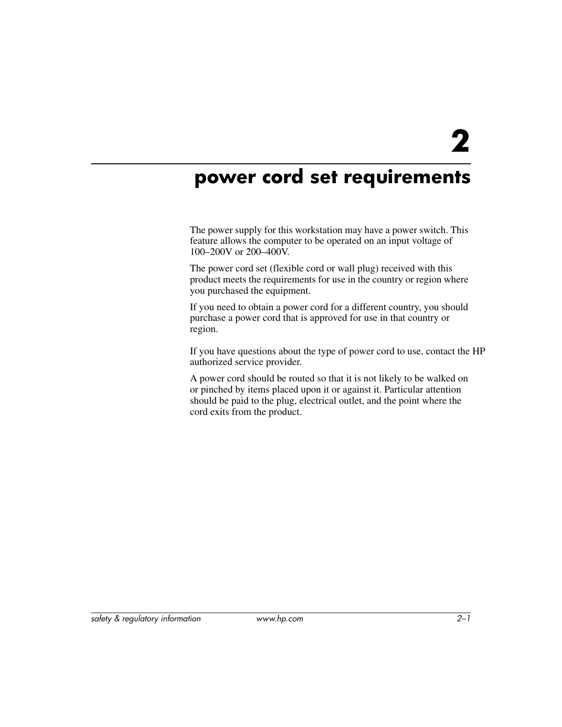# 2

# power cord set requirements

The power supply for this workstation may have a power switch. This feature allows the computer to be operated on an input voltage of 100–200V or 200–400V.

The power cord set (flexible cord or wall plug) received with this product meets the requirements for use in the country or region where you purchased the equipment.

If you need to obtain a power cord for a different country, you should purchase a power cord that is approved for use in that country or region.

If you have questions about the type of power cord to use, contact the HP authorized service provider.

A power cord should be routed so that it is not likely to be walked on or pinched by items placed upon it or against it. Particular attention should be paid to the plug, electrical outlet, and the point where the cord exits from the product.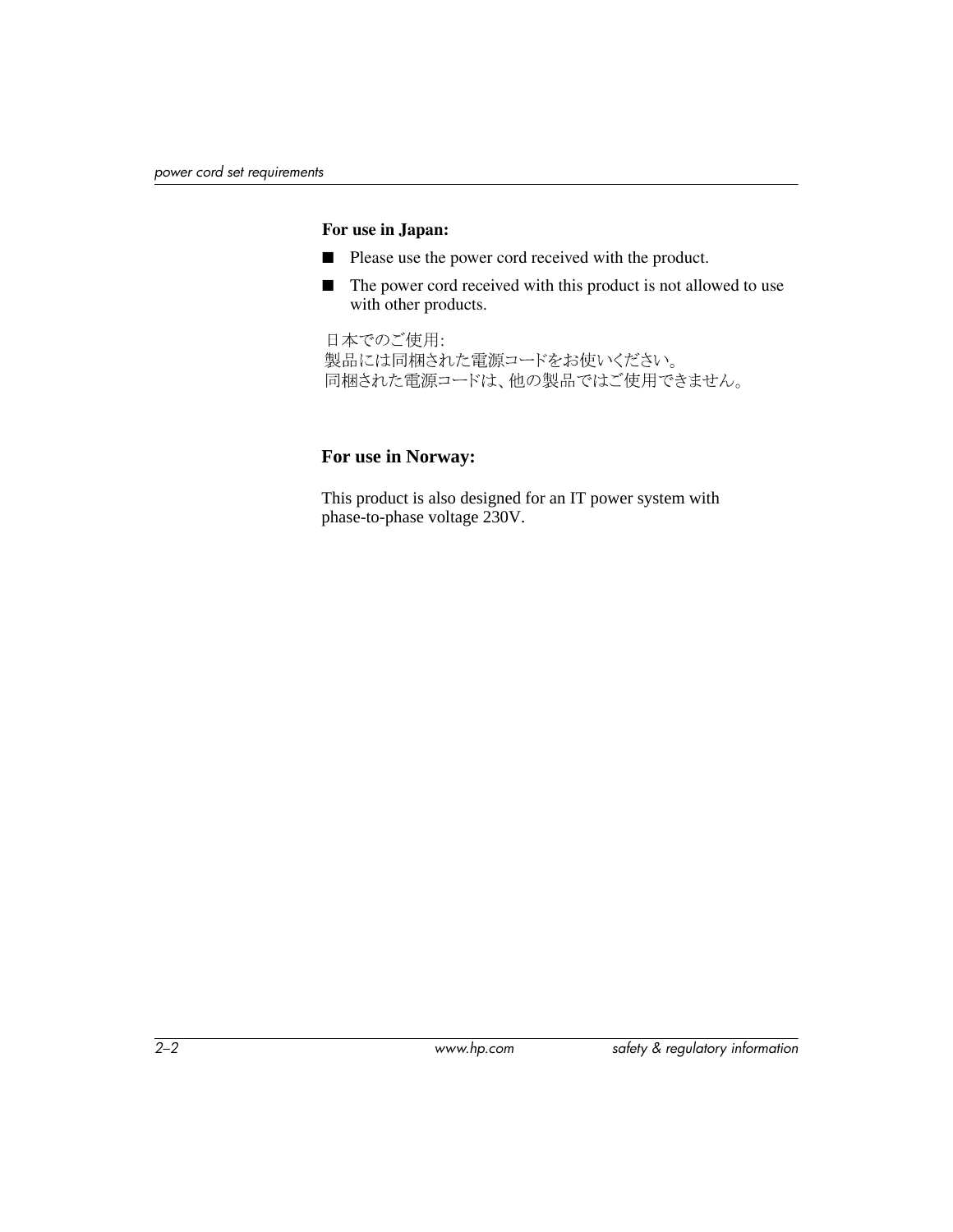**For use in Japan:**

- Please use the power cord received with the product.
- The power cord received with this product is not allowed to use with other products.

日本でのご使用:
製品には同梱された電源コードをお使いください。
同梱された電源コードは、他の製品ではご使用できません。

**For use in Norway:**

This product is also designed for an IT power system with phase-to-phase voltage 230V.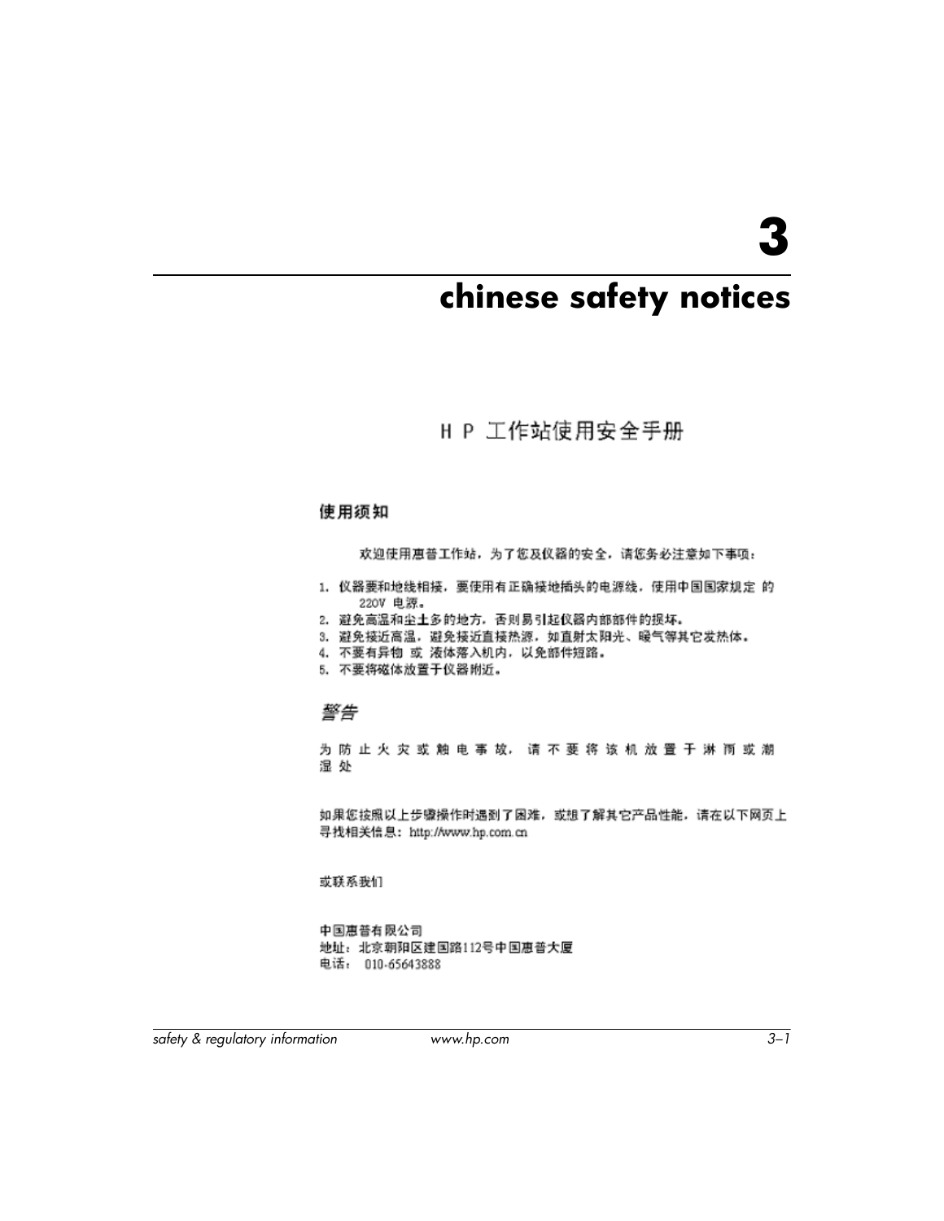# 3

# chinese safety notices

## H P 工作站使用安全手册

### 使用须知

欢迎使用惠普工作站，为了您及仪器的安全，请您务必注意如下事项：

1. 仪器要和地线相接，要使用有正确接地插头的电源线，使用中国国家规定 的 220V 电源。
2. 避免高温和尘土多的地方，否则易引起仪器内部部件的损坏。
3. 避免接近高温，避免接近直接热源，如直射太阳光、暖气等其它发热体。
4. 不要有异物 或 液体落入机内，以免部件短路。
5. 不要将磁体放置于仪器附近。

### *警告*

为 防 止 火 灾 或 触 电 事 故， 请 不 要 将 该 机 放 置 于 淋 雨 或 潮 湿 处

如果您按照以上步骤操作时遇到了困难，或想了解其它产品性能，请在以下网页上寻找相关信息：http://www.hp.com.cn

或联系我们

中国惠普有限公司
地址：北京朝阳区建国路112号中国惠普大厦
电话： 010-65643888